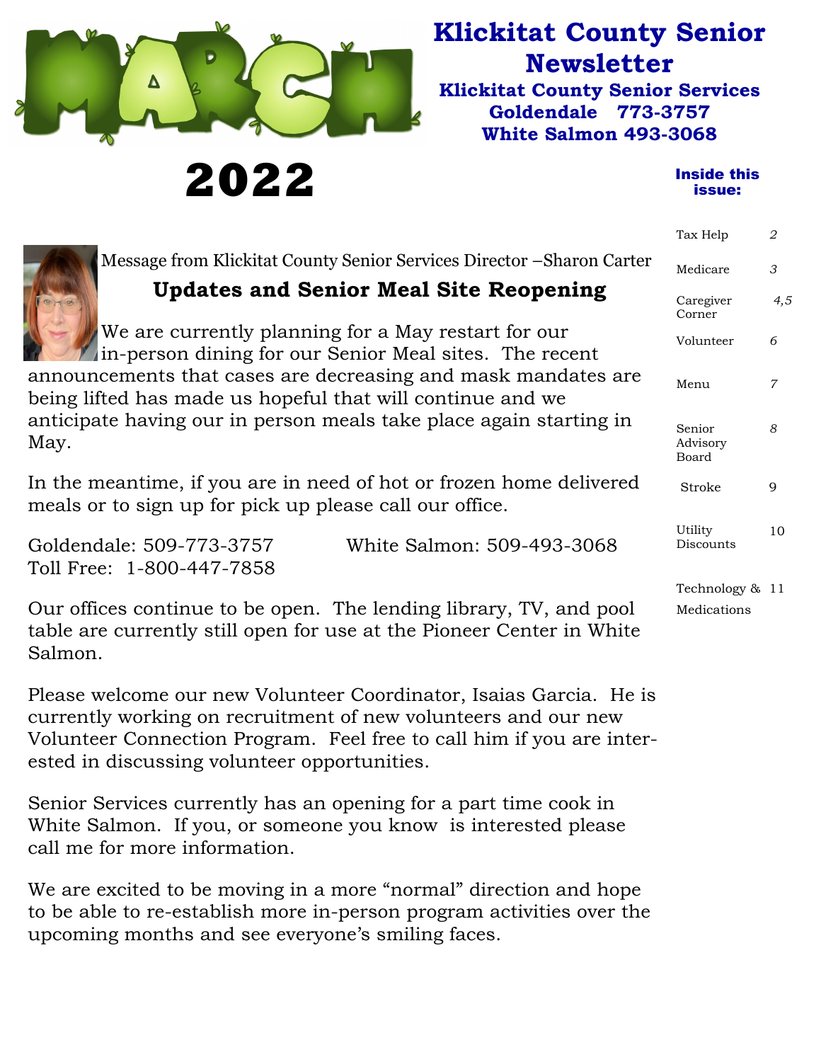# MARCH 2022

# Klickitat County Senior Newsletter

**Klickitat County Senior Services**
**Goldendale 773-3757**
**White Salmon 493-3068**

### Inside this issue:

| | |
|---|---|
| Tax Help | 2 |
| Medicare | 3 |
| Caregiver Corner | 4,5 |
| Volunteer | 6 |
| Menu | 7 |
| Senior Advisory Board | 8 |
| Stroke | 9 |
| Utility Discounts | 10 |
| Technology & Medications | 11 |

Message from Klickitat County Senior Services Director –Sharon Carter

## Updates and Senior Meal Site Reopening

We are currently planning for a May restart for our in-person dining for our Senior Meal sites. The recent announcements that cases are decreasing and mask mandates are being lifted has made us hopeful that will continue and we anticipate having our in person meals take place again starting in May.

In the meantime, if you are in need of hot or frozen home delivered meals or to sign up for pick up please call our office.

Goldendale: 509-773-3757 White Salmon: 509-493-3068
Toll Free: 1-800-447-7858

Our offices continue to be open. The lending library, TV, and pool table are currently still open for use at the Pioneer Center in White Salmon.

Please welcome our new Volunteer Coordinator, Isaias Garcia. He is currently working on recruitment of new volunteers and our new Volunteer Connection Program. Feel free to call him if you are interested in discussing volunteer opportunities.

Senior Services currently has an opening for a part time cook in White Salmon. If you, or someone you know is interested please call me for more information.

We are excited to be moving in a more "normal" direction and hope to be able to re-establish more in-person program activities over the upcoming months and see everyone's smiling faces.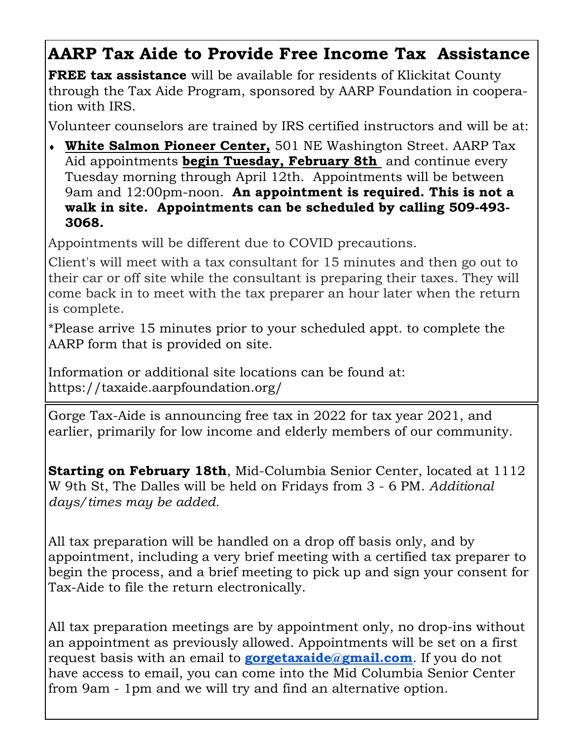## AARP Tax Aide to Provide Free Income Tax Assistance

**FREE tax assistance** will be available for residents of Klickitat County through the Tax Aide Program, sponsored by AARP Foundation in cooperation with IRS.

Volunteer counselors are trained by IRS certified instructors and will be at:

- **White Salmon Pioneer Center,** 501 NE Washington Street. AARP Tax Aid appointments **begin Tuesday, February 8th** and continue every Tuesday morning through April 12th. Appointments will be between 9am and 12:00pm-noon. **An appointment is required. This is not a walk in site. Appointments can be scheduled by calling 509-493-3068.**

Appointments will be different due to COVID precautions.

Client's will meet with a tax consultant for 15 minutes and then go out to their car or off site while the consultant is preparing their taxes. They will come back in to meet with the tax preparer an hour later when the return is complete.

*Please arrive 15 minutes prior to your scheduled appt. to complete the AARP form that is provided on site.

Information or additional site locations can be found at: https://taxaide.aarpfoundation.org/

---

Gorge Tax-Aide is announcing free tax in 2022 for tax year 2021, and earlier, primarily for low income and elderly members of our community.

**Starting on February 18th**, Mid-Columbia Senior Center, located at 1112 W 9th St, The Dalles will be held on Fridays from 3 - 6 PM. *Additional days/times may be added.*

All tax preparation will be handled on a drop off basis only, and by appointment, including a very brief meeting with a certified tax preparer to begin the process, and a brief meeting to pick up and sign your consent for Tax-Aide to file the return electronically.

All tax preparation meetings are by appointment only, no drop-ins without an appointment as previously allowed. Appointments will be set on a first request basis with an email to **gorgetaxaide@gmail.com**. If you do not have access to email, you can come into the Mid Columbia Senior Center from 9am - 1pm and we will try and find an alternative option.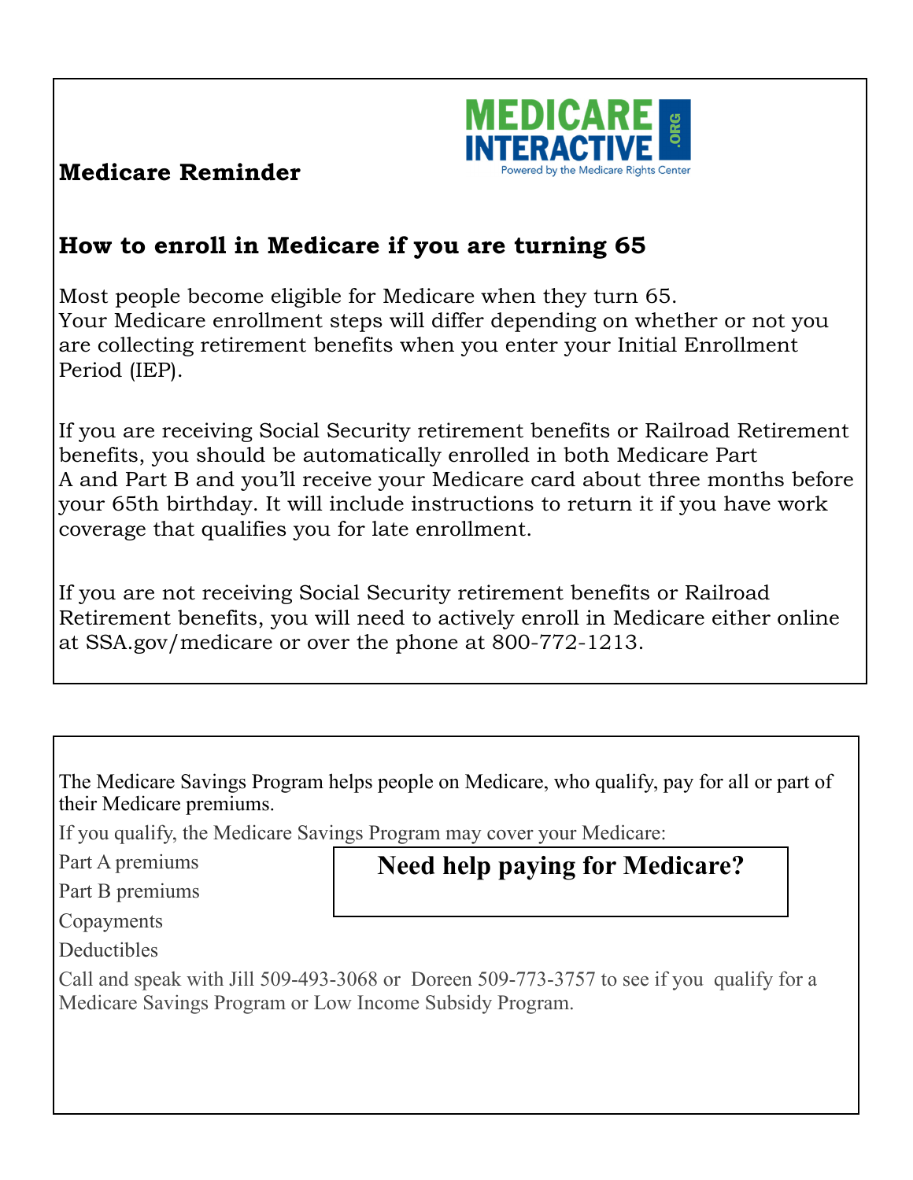## Medicare Reminder

MEDICARE INTERACTIVE .ORG
Powered by the Medicare Rights Center

## How to enroll in Medicare if you are turning 65

Most people become eligible for Medicare when they turn 65.
Your Medicare enrollment steps will differ depending on whether or not you are collecting retirement benefits when you enter your Initial Enrollment Period (IEP).

If you are receiving Social Security retirement benefits or Railroad Retirement benefits, you should be automatically enrolled in both Medicare Part A and Part B and you'll receive your Medicare card about three months before your 65th birthday. It will include instructions to return it if you have work coverage that qualifies you for late enrollment.

If you are not receiving Social Security retirement benefits or Railroad Retirement benefits, you will need to actively enroll in Medicare either online at SSA.gov/medicare or over the phone at 800-772-1213.

---

## Need help paying for Medicare?

The Medicare Savings Program helps people on Medicare, who qualify, pay for all or part of their Medicare premiums.

If you qualify, the Medicare Savings Program may cover your Medicare:

- Part A premiums
- Part B premiums
- Copayments
- Deductibles

Call and speak with Jill 509-493-3068 or Doreen 509-773-3757 to see if you qualify for a Medicare Savings Program or Low Income Subsidy Program.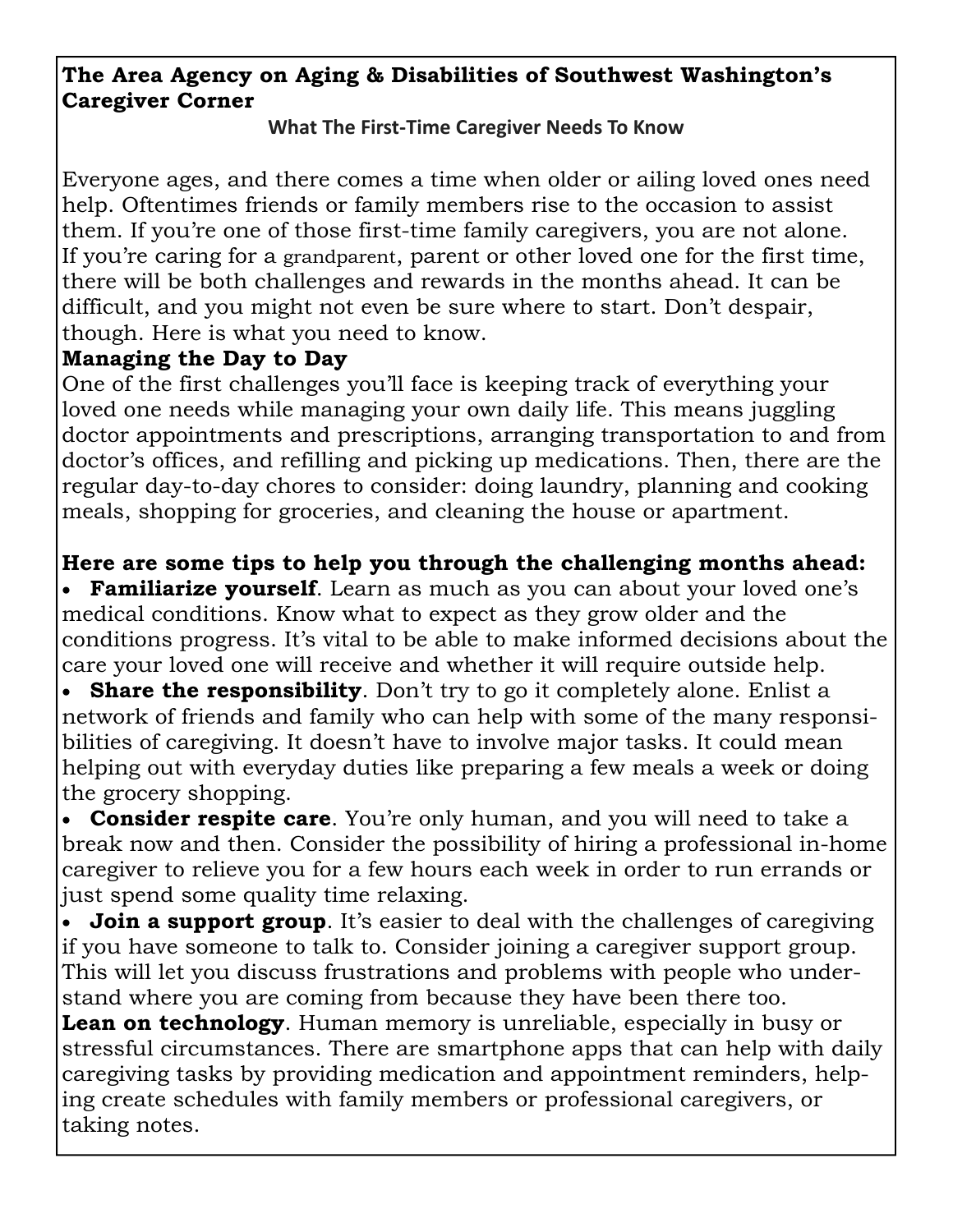**The Area Agency on Aging & Disabilities of Southwest Washington's Caregiver Corner**

**What The First-Time Caregiver Needs To Know**

Everyone ages, and there comes a time when older or ailing loved ones need help. Oftentimes friends or family members rise to the occasion to assist them. If you're one of those first-time family caregivers, you are not alone. If you're caring for a grandparent, parent or other loved one for the first time, there will be both challenges and rewards in the months ahead. It can be difficult, and you might not even be sure where to start. Don't despair, though. Here is what you need to know.

**Managing the Day to Day**

One of the first challenges you'll face is keeping track of everything your loved one needs while managing your own daily life. This means juggling doctor appointments and prescriptions, arranging transportation to and from doctor's offices, and refilling and picking up medications. Then, there are the regular day-to-day chores to consider: doing laundry, planning and cooking meals, shopping for groceries, and cleaning the house or apartment.

**Here are some tips to help you through the challenging months ahead:**

- **Familiarize yourself**. Learn as much as you can about your loved one's medical conditions. Know what to expect as they grow older and the conditions progress. It's vital to be able to make informed decisions about the care your loved one will receive and whether it will require outside help.
- **Share the responsibility**. Don't try to go it completely alone. Enlist a network of friends and family who can help with some of the many responsibilities of caregiving. It doesn't have to involve major tasks. It could mean helping out with everyday duties like preparing a few meals a week or doing the grocery shopping.
- **Consider respite care**. You're only human, and you will need to take a break now and then. Consider the possibility of hiring a professional in-home caregiver to relieve you for a few hours each week in order to run errands or just spend some quality time relaxing.
- **Join a support group**. It's easier to deal with the challenges of caregiving if you have someone to talk to. Consider joining a caregiver support group. This will let you discuss frustrations and problems with people who understand where you are coming from because they have been there too.

**Lean on technology**. Human memory is unreliable, especially in busy or stressful circumstances. There are smartphone apps that can help with daily caregiving tasks by providing medication and appointment reminders, helping create schedules with family members or professional caregivers, or taking notes.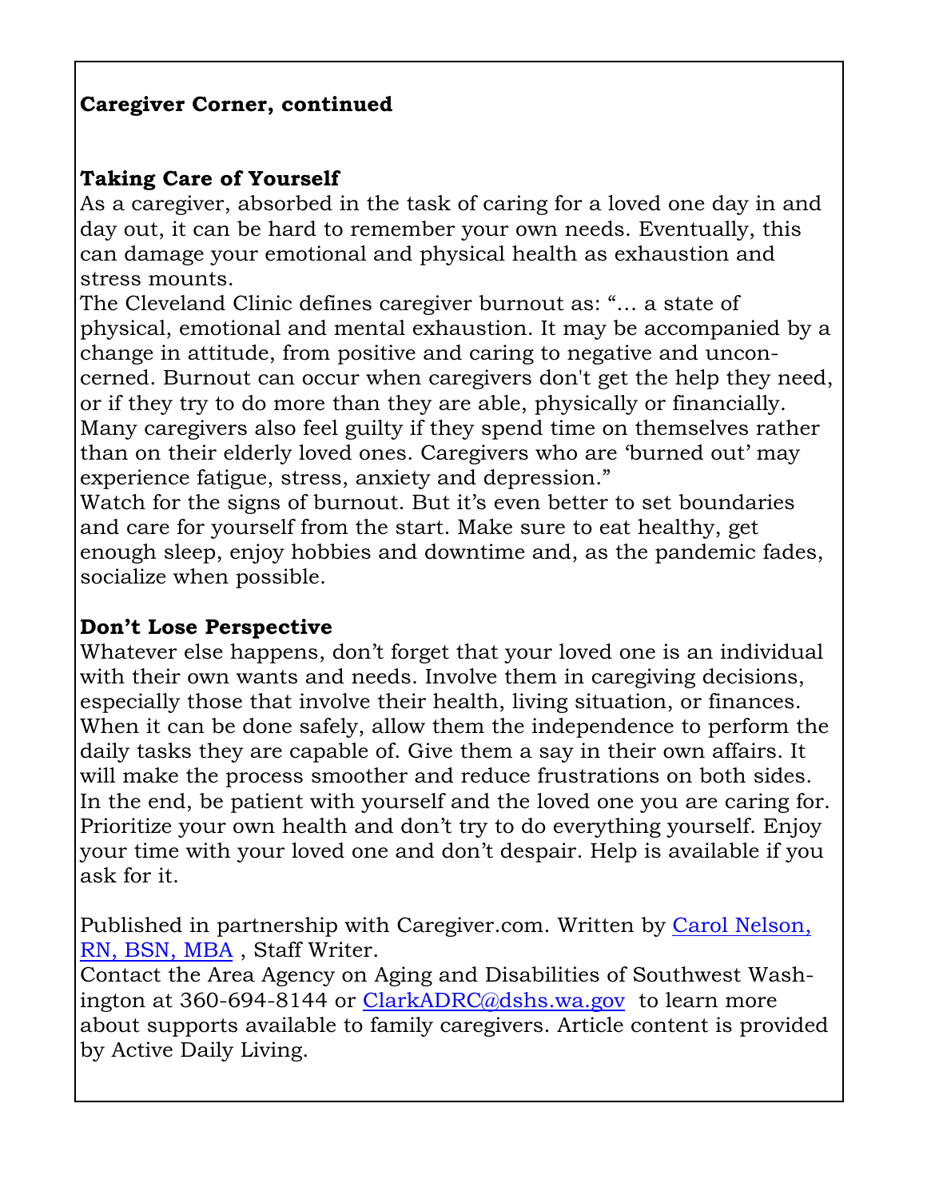**Caregiver Corner, continued**

## Taking Care of Yourself

As a caregiver, absorbed in the task of caring for a loved one day in and day out, it can be hard to remember your own needs. Eventually, this can damage your emotional and physical health as exhaustion and stress mounts.

The Cleveland Clinic defines caregiver burnout as: "… a state of physical, emotional and mental exhaustion. It may be accompanied by a change in attitude, from positive and caring to negative and unconcerned. Burnout can occur when caregivers don't get the help they need, or if they try to do more than they are able, physically or financially. Many caregivers also feel guilty if they spend time on themselves rather than on their elderly loved ones. Caregivers who are 'burned out' may experience fatigue, stress, anxiety and depression."

Watch for the signs of burnout. But it's even better to set boundaries and care for yourself from the start. Make sure to eat healthy, get enough sleep, enjoy hobbies and downtime and, as the pandemic fades, socialize when possible.

## Don't Lose Perspective

Whatever else happens, don't forget that your loved one is an individual with their own wants and needs. Involve them in caregiving decisions, especially those that involve their health, living situation, or finances. When it can be done safely, allow them the independence to perform the daily tasks they are capable of. Give them a say in their own affairs. It will make the process smoother and reduce frustrations on both sides.

In the end, be patient with yourself and the loved one you are caring for. Prioritize your own health and don't try to do everything yourself. Enjoy your time with your loved one and don't despair. Help is available if you ask for it.

Published in partnership with Caregiver.com. Written by Carol Nelson, RN, BSN, MBA , Staff Writer.

Contact the Area Agency on Aging and Disabilities of Southwest Washington at 360-694-8144 or ClarkADRC@dshs.wa.gov to learn more about supports available to family caregivers. Article content is provided by Active Daily Living.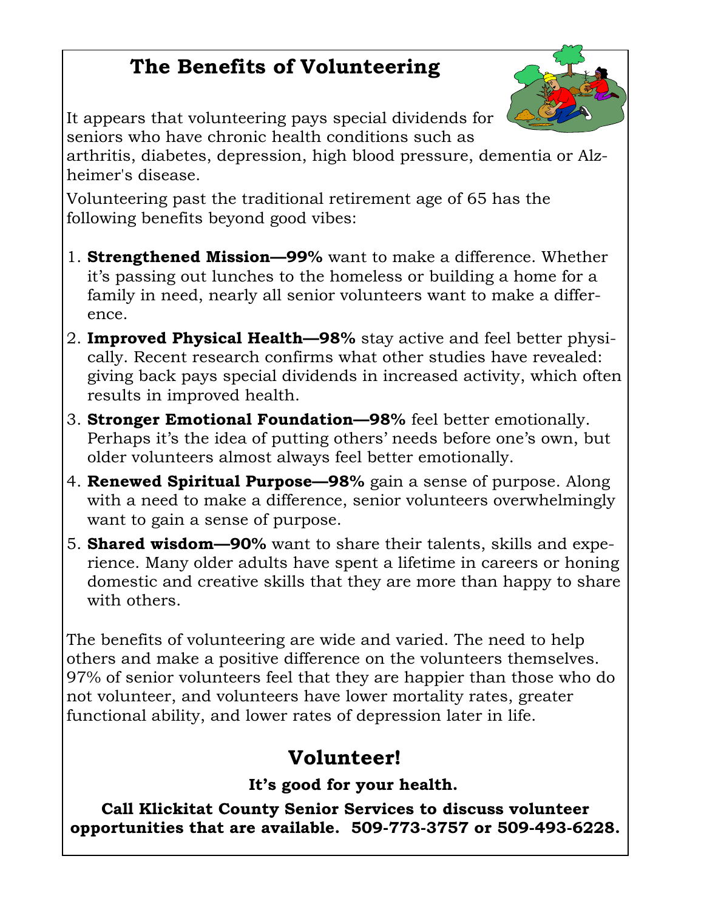# The Benefits of Volunteering

It appears that volunteering pays special dividends for seniors who have chronic health conditions such as arthritis, diabetes, depression, high blood pressure, dementia or Alzheimer's disease.

Volunteering past the traditional retirement age of 65 has the following benefits beyond good vibes:

1. **Strengthened Mission—99%** want to make a difference. Whether it's passing out lunches to the homeless or building a home for a family in need, nearly all senior volunteers want to make a difference.
2. **Improved Physical Health—98%** stay active and feel better physically. Recent research confirms what other studies have revealed: giving back pays special dividends in increased activity, which often results in improved health.
3. **Stronger Emotional Foundation—98%** feel better emotionally. Perhaps it's the idea of putting others' needs before one's own, but older volunteers almost always feel better emotionally.
4. **Renewed Spiritual Purpose—98%** gain a sense of purpose. Along with a need to make a difference, senior volunteers overwhelmingly want to gain a sense of purpose.
5. **Shared wisdom—90%** want to share their talents, skills and experience. Many older adults have spent a lifetime in careers or honing domestic and creative skills that they are more than happy to share with others.

The benefits of volunteering are wide and varied. The need to help others and make a positive difference on the volunteers themselves. 97% of senior volunteers feel that they are happier than those who do not volunteer, and volunteers have lower mortality rates, greater functional ability, and lower rates of depression later in life.

## Volunteer!

**It's good for your health.**

**Call Klickitat County Senior Services to discuss volunteer opportunities that are available. 509-773-3757 or 509-493-6228.**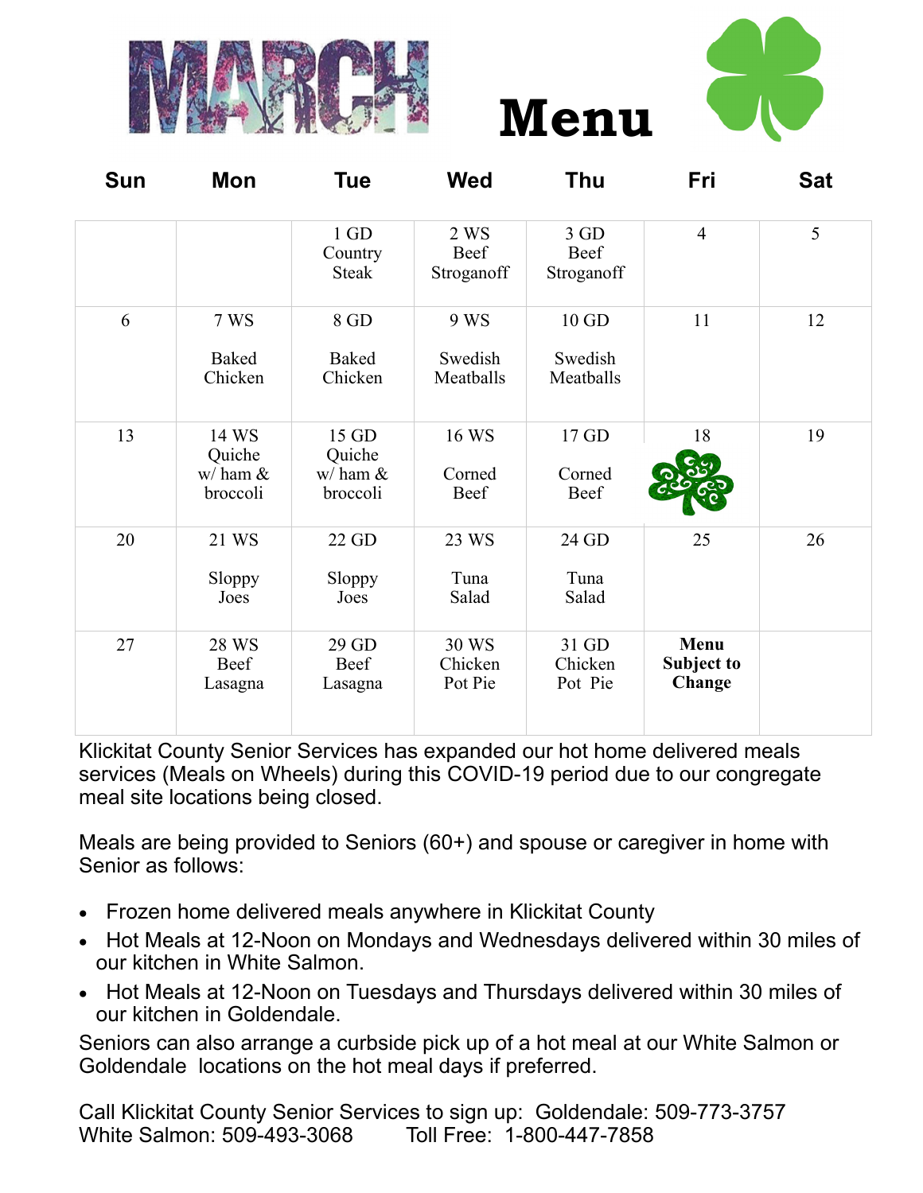# MARCH Menu

| Sun | Mon | Tue | Wed | Thu | Fri | Sat |
|---|---|---|---|---|---|---|
| | | 1 GD Country Steak | 2 WS Beef Stroganoff | 3 GD Beef Stroganoff | 4 | 5 |
| 6 | 7 WS Baked Chicken | 8 GD Baked Chicken | 9 WS Swedish Meatballs | 10 GD Swedish Meatballs | 11 | 12 |
| 13 | 14 WS Quiche w/ ham & broccoli | 15 GD Quiche w/ ham & broccoli | 16 WS Corned Beef | 17 GD Corned Beef | 18 | 19 |
| 20 | 21 WS Sloppy Joes | 22 GD Sloppy Joes | 23 WS Tuna Salad | 24 GD Tuna Salad | 25 | 26 |
| 27 | 28 WS Beef Lasagna | 29 GD Beef Lasagna | 30 WS Chicken Pot Pie | 31 GD Chicken Pot Pie | **Menu Subject to Change** | |

Klickitat County Senior Services has expanded our hot home delivered meals services (Meals on Wheels) during this COVID-19 period due to our congregate meal site locations being closed.

Meals are being provided to Seniors (60+) and spouse or caregiver in home with Senior as follows:

- Frozen home delivered meals anywhere in Klickitat County
- Hot Meals at 12-Noon on Mondays and Wednesdays delivered within 30 miles of our kitchen in White Salmon.
- Hot Meals at 12-Noon on Tuesdays and Thursdays delivered within 30 miles of our kitchen in Goldendale.

Seniors can also arrange a curbside pick up of a hot meal at our White Salmon or Goldendale locations on the hot meal days if preferred.

Call Klickitat County Senior Services to sign up: Goldendale: 509-773-3757
White Salmon: 509-493-3068 Toll Free: 1-800-447-7858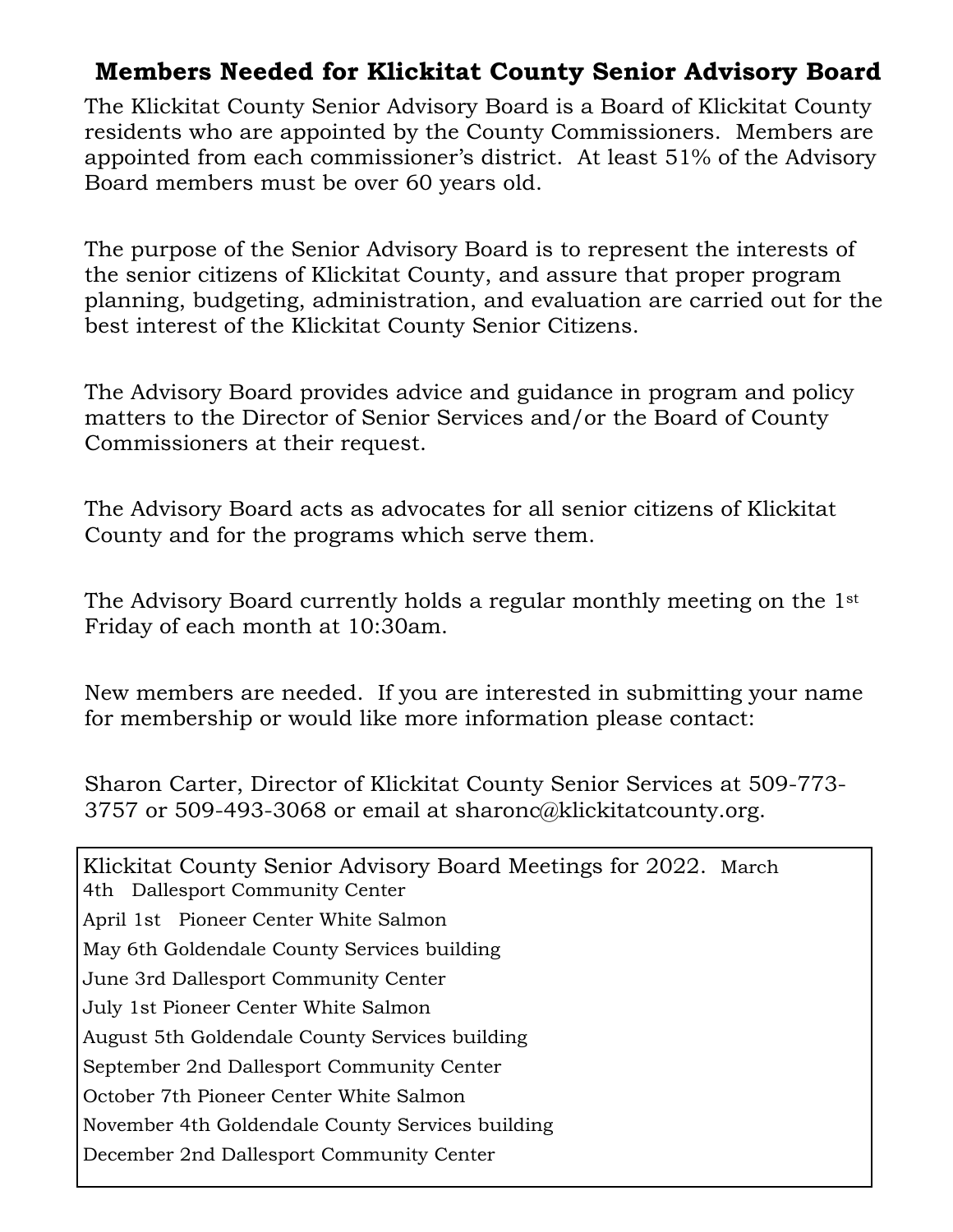## Members Needed for Klickitat County Senior Advisory Board

The Klickitat County Senior Advisory Board is a Board of Klickitat County residents who are appointed by the County Commissioners. Members are appointed from each commissioner's district. At least 51% of the Advisory Board members must be over 60 years old.

The purpose of the Senior Advisory Board is to represent the interests of the senior citizens of Klickitat County, and assure that proper program planning, budgeting, administration, and evaluation are carried out for the best interest of the Klickitat County Senior Citizens.

The Advisory Board provides advice and guidance in program and policy matters to the Director of Senior Services and/or the Board of County Commissioners at their request.

The Advisory Board acts as advocates for all senior citizens of Klickitat County and for the programs which serve them.

The Advisory Board currently holds a regular monthly meeting on the 1st Friday of each month at 10:30am.

New members are needed. If you are interested in submitting your name for membership or would like more information please contact:

Sharon Carter, Director of Klickitat County Senior Services at 509-773-3757 or 509-493-3068 or email at sharonc@klickitatcounty.org.

Klickitat County Senior Advisory Board Meetings for 2022.

March 4th Dallesport Community Center
April 1st Pioneer Center White Salmon
May 6th Goldendale County Services building
June 3rd Dallesport Community Center
July 1st Pioneer Center White Salmon
August 5th Goldendale County Services building
September 2nd Dallesport Community Center
October 7th Pioneer Center White Salmon
November 4th Goldendale County Services building
December 2nd Dallesport Community Center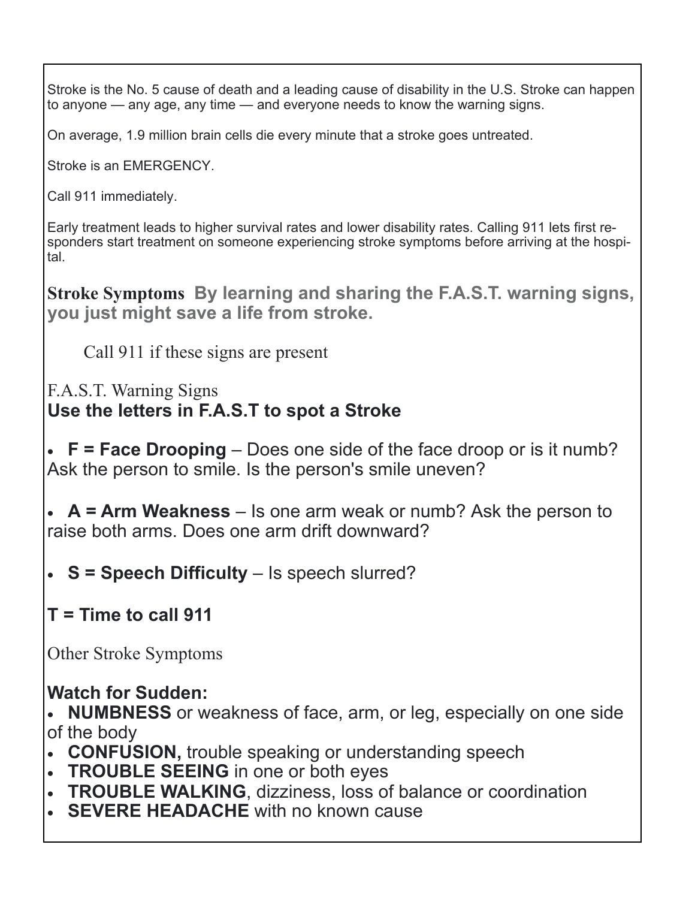Stroke is the No. 5 cause of death and a leading cause of disability in the U.S. Stroke can happen to anyone — any age, any time — and everyone needs to know the warning signs.

On average, 1.9 million brain cells die every minute that a stroke goes untreated.

Stroke is an EMERGENCY.

Call 911 immediately.

Early treatment leads to higher survival rates and lower disability rates. Calling 911 lets first responders start treatment on someone experiencing stroke symptoms before arriving at the hospital.

**Stroke Symptoms** **By learning and sharing the F.A.S.T. warning signs, you just might save a life from stroke.**

Call 911 if these signs are present

F.A.S.T. Warning Signs

**Use the letters in F.A.S.T to spot a Stroke**

- **F = Face Drooping** – Does one side of the face droop or is it numb? Ask the person to smile. Is the person's smile uneven?
- **A = Arm Weakness** – Is one arm weak or numb? Ask the person to raise both arms. Does one arm drift downward?
- **S = Speech Difficulty** – Is speech slurred?

**T = Time to call 911**

Other Stroke Symptoms

**Watch for Sudden:**

- **NUMBNESS** or weakness of face, arm, or leg, especially on one side of the body
- **CONFUSION,** trouble speaking or understanding speech
- **TROUBLE SEEING** in one or both eyes
- **TROUBLE WALKING**, dizziness, loss of balance or coordination
- **SEVERE HEADACHE** with no known cause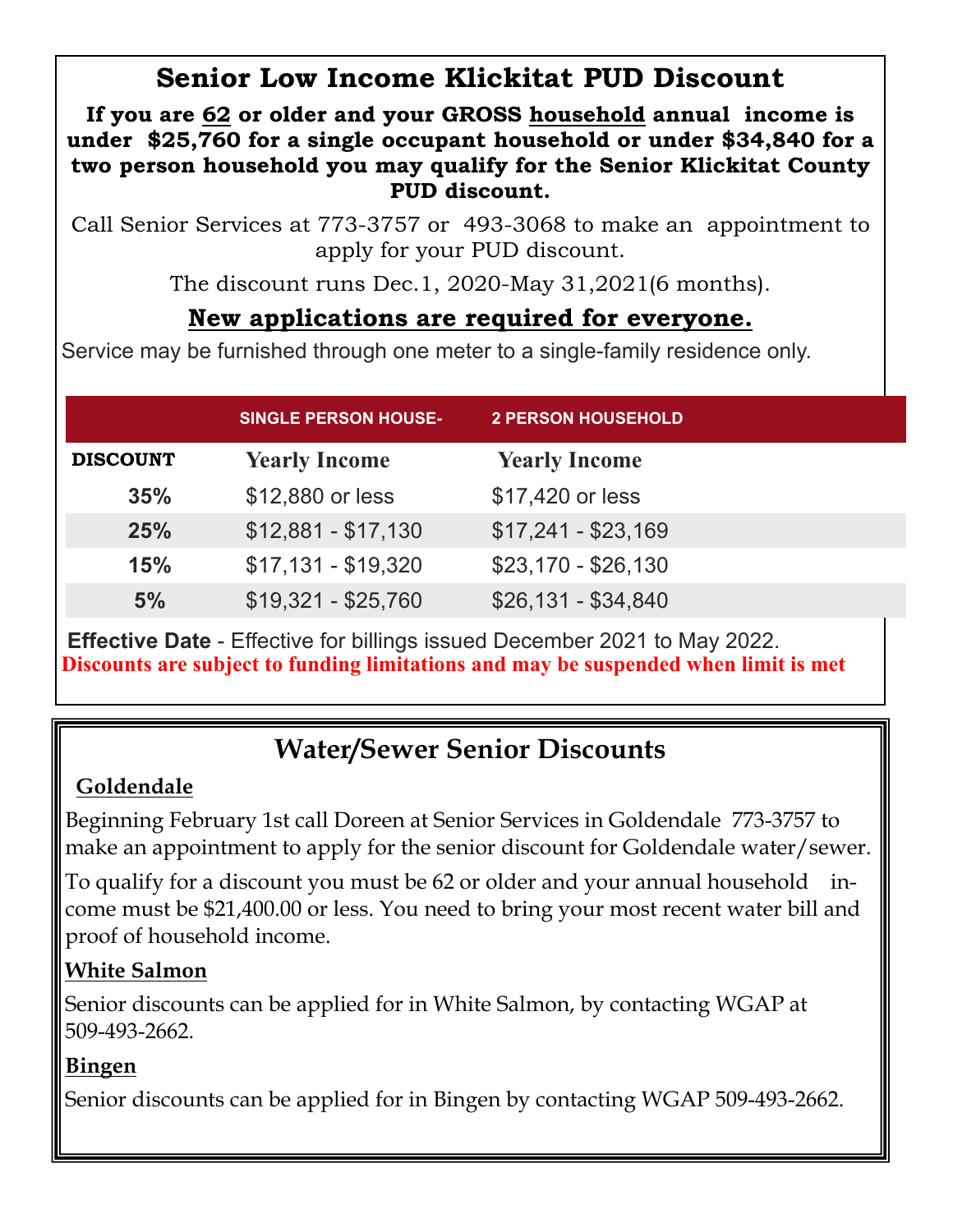# Senior Low Income Klickitat PUD Discount

**If you are 62 or older and your GROSS household annual income is under $25,760 for a single occupant household or under $34,840 for a two person household you may qualify for the Senior Klickitat County PUD discount.**

Call Senior Services at 773-3757 or 493-3068 to make an appointment to apply for your PUD discount.

The discount runs Dec.1, 2020-May 31,2021(6 months).

**New applications are required for everyone.**

Service may be furnished through one meter to a single-family residence only.

| | SINGLE PERSON HOUSE- | 2 PERSON HOUSEHOLD |
|---|---|---|
| **DISCOUNT** | **Yearly Income** | **Yearly Income** |
| **35%** | $12,880 or less | $17,420 or less |
| **25%** | $12,881 - $17,130 | $17,241 - $23,169 |
| **15%** | $17,131 - $19,320 | $23,170 - $26,130 |
| **5%** | $19,321 - $25,760 | $26,131 - $34,840 |

**Effective Date** - Effective for billings issued December 2021 to May 2022.

**Discounts are subject to funding limitations and may be suspended when limit is met**

# Water/Sewer Senior Discounts

**Goldendale**

Beginning February 1st call Doreen at Senior Services in Goldendale 773-3757 to make an appointment to apply for the senior discount for Goldendale water/sewer.

To qualify for a discount you must be 62 or older and your annual household income must be $21,400.00 or less. You need to bring your most recent water bill and proof of household income.

**White Salmon**

Senior discounts can be applied for in White Salmon, by contacting WGAP at 509-493-2662.

**Bingen**

Senior discounts can be applied for in Bingen by contacting WGAP 509-493-2662.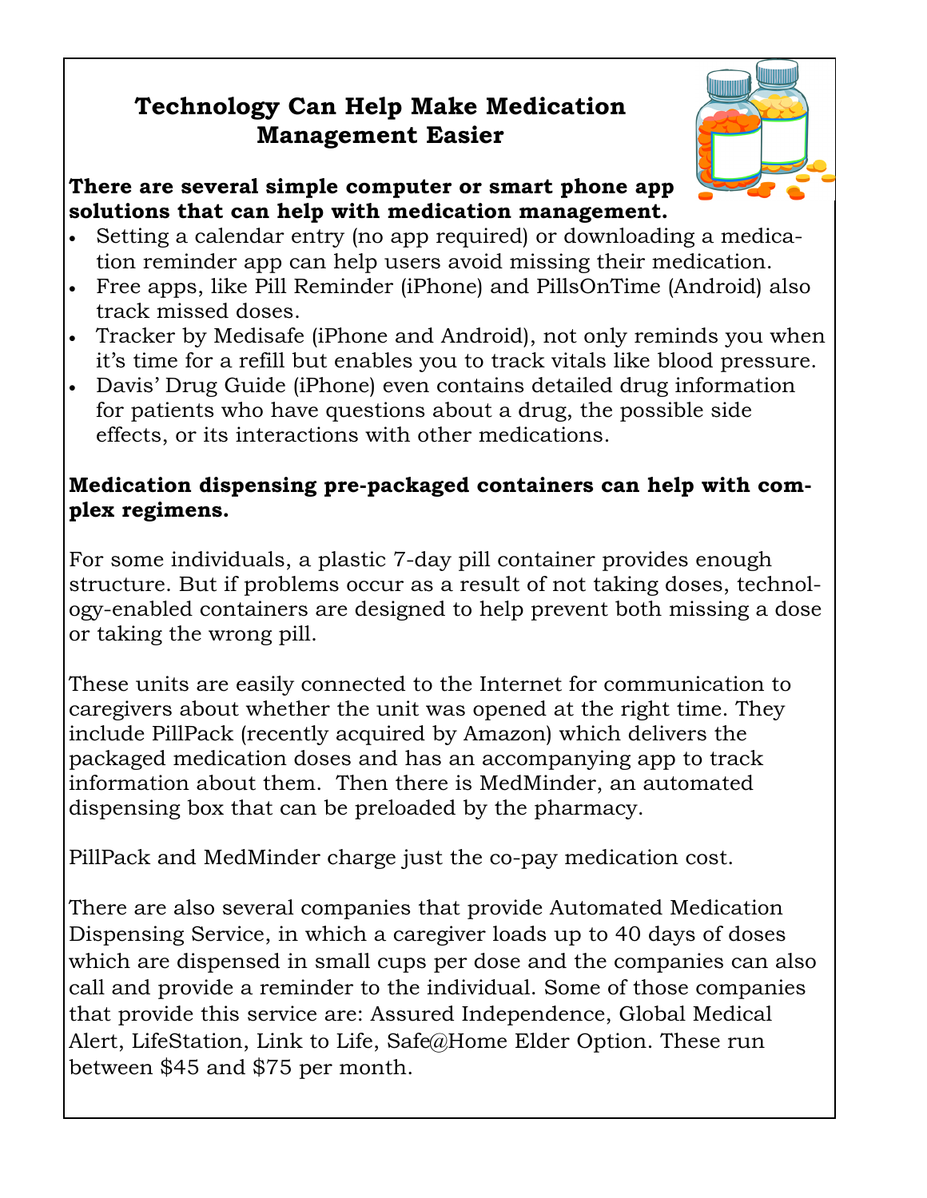## Technology Can Help Make Medication Management Easier

**There are several simple computer or smart phone app solutions that can help with medication management.**

- Setting a calendar entry (no app required) or downloading a medication reminder app can help users avoid missing their medication.
- Free apps, like Pill Reminder (iPhone) and PillsOnTime (Android) also track missed doses.
- Tracker by Medisafe (iPhone and Android), not only reminds you when it's time for a refill but enables you to track vitals like blood pressure.
- Davis' Drug Guide (iPhone) even contains detailed drug information for patients who have questions about a drug, the possible side effects, or its interactions with other medications.

**Medication dispensing pre-packaged containers can help with complex regimens.**

For some individuals, a plastic 7-day pill container provides enough structure. But if problems occur as a result of not taking doses, technology-enabled containers are designed to help prevent both missing a dose or taking the wrong pill.

These units are easily connected to the Internet for communication to caregivers about whether the unit was opened at the right time. They include PillPack (recently acquired by Amazon) which delivers the packaged medication doses and has an accompanying app to track information about them. Then there is MedMinder, an automated dispensing box that can be preloaded by the pharmacy.

PillPack and MedMinder charge just the co-pay medication cost.

There are also several companies that provide Automated Medication Dispensing Service, in which a caregiver loads up to 40 days of doses which are dispensed in small cups per dose and the companies can also call and provide a reminder to the individual. Some of those companies that provide this service are: Assured Independence, Global Medical Alert, LifeStation, Link to Life, Safe@Home Elder Option. These run between $45 and $75 per month.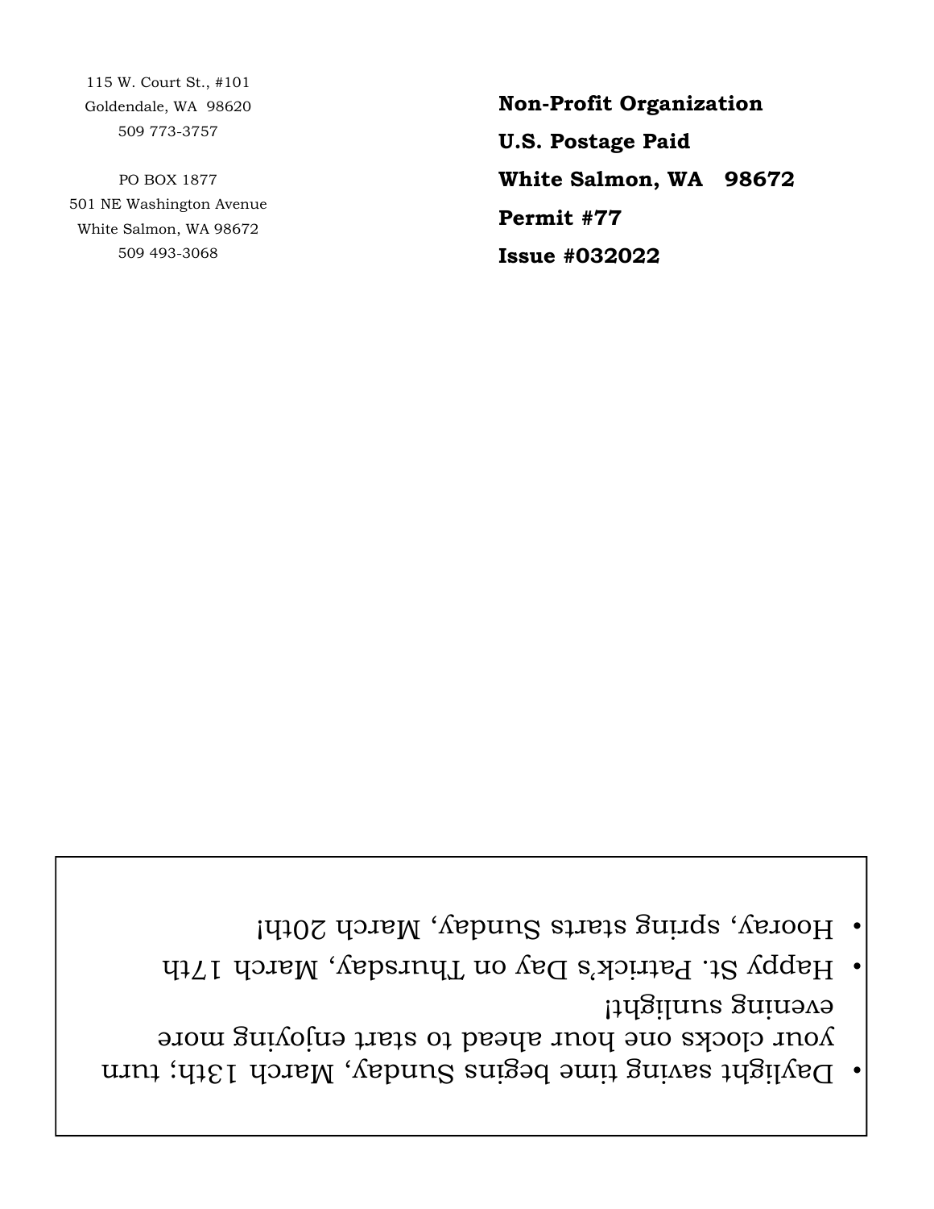115 W. Court St., #101
Goldendale, WA 98620
509 773-3757

PO BOX 1877
501 NE Washington Avenue
White Salmon, WA 98672
509 493-3068

**Non-Profit Organization**

**U.S. Postage Paid**

**White Salmon, WA 98672**

**Permit #77**

**Issue #032022**

- Daylight saving time begins Sunday, March 13th; turn your clocks one hour ahead to start enjoying more evening sunlight!
- Happy St. Patrick's Day on Thursday, March 17th
- Hooray, spring starts Sunday, March 20th!